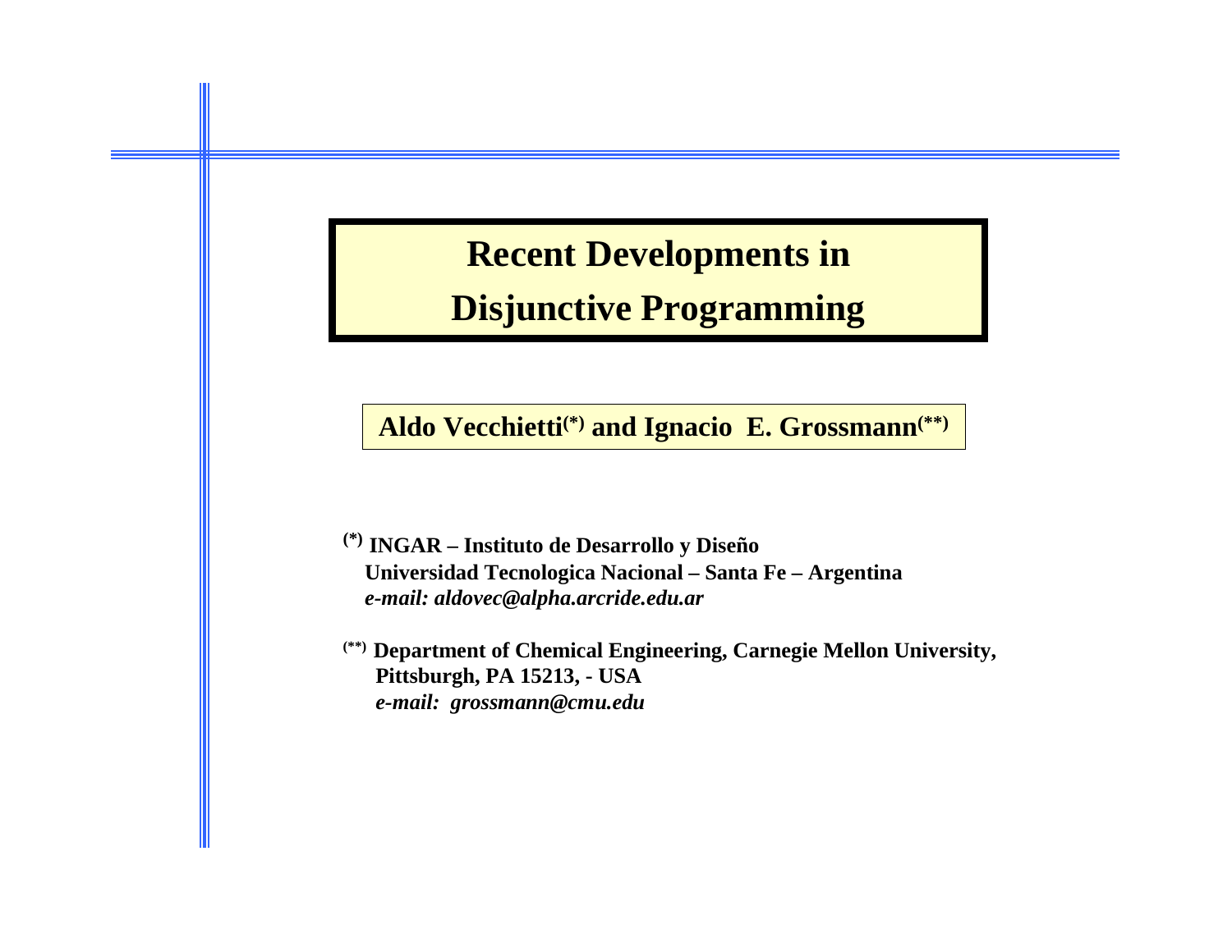# Recent Developments in Disjunctive Programming

**Aldo Vecchietti(\*) and Ignacio E. Grossmann(\*\*)**

**(\*) INGAR – Instituto de Desarrollo y Diseño**
**Universidad Tecnologica Nacional – Santa Fe – Argentina**
***e-mail: aldovec@alpha.arcride.edu.ar***

**(\*\*) Department of Chemical Engineering, Carnegie Mellon University,**
**Pittsburgh, PA 15213, - USA**
***e-mail: grossmann@cmu.edu***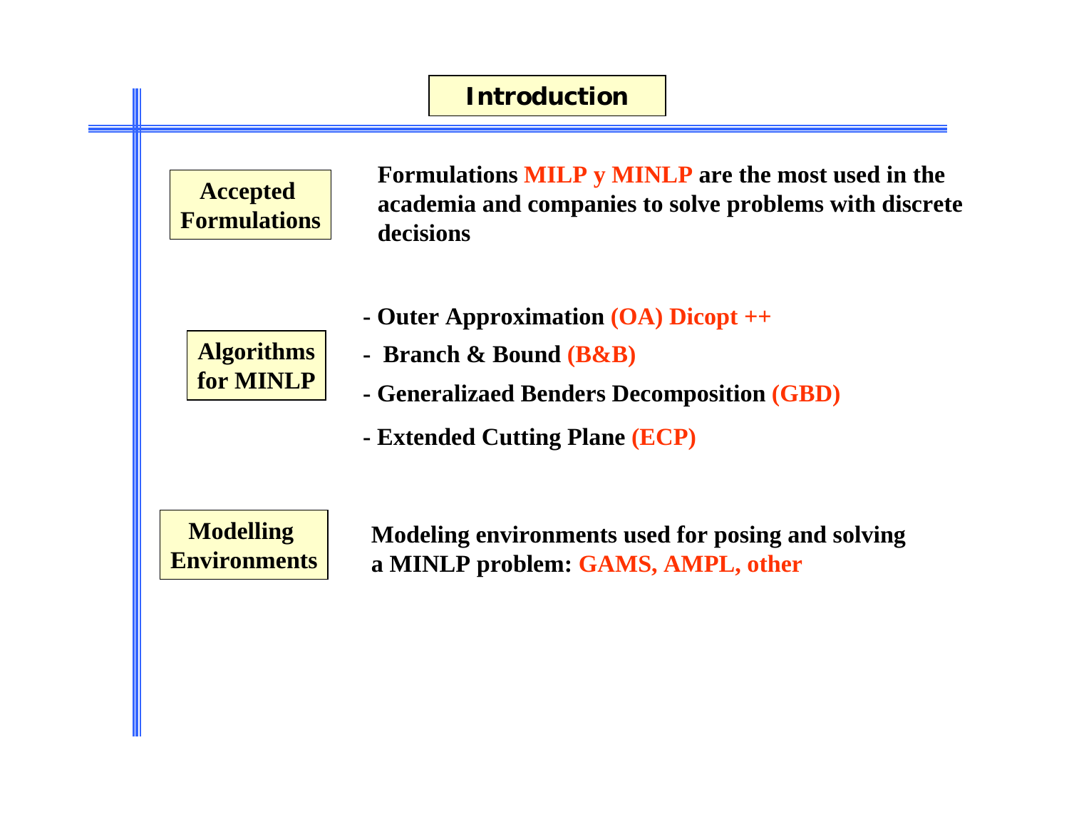# Introduction

**Accepted Formulations**

**Formulations MILP y MINLP are the most used in the academia and companies to solve problems with discrete decisions**

**Algorithms for MINLP**

- **Outer Approximation (OA) Dicopt ++**
- **Branch & Bound (B&B)**
- **Generalizaed Benders Decomposition (GBD)**
- **Extended Cutting Plane (ECP)**

**Modelling Environments**

**Modeling environments used for posing and solving a MINLP problem: GAMS, AMPL, other**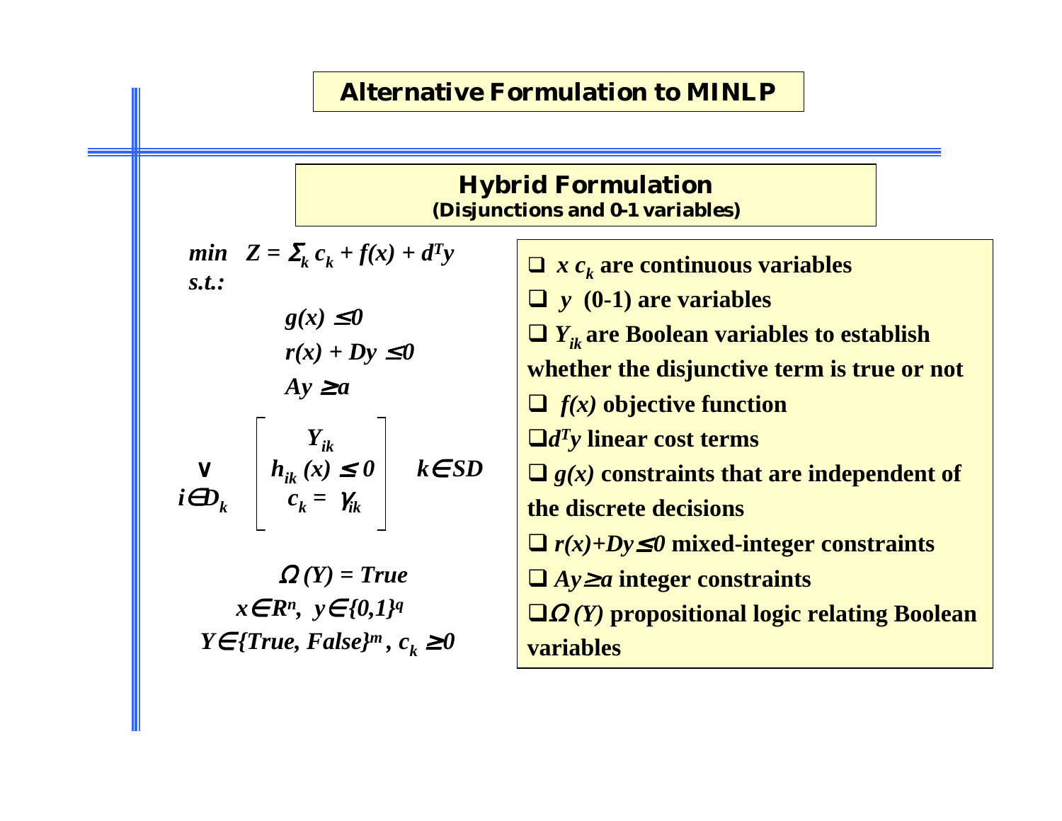# Alternative Formulation to MINLP

## Hybrid Formulation

**(Disjunctions and 0-1 variables)**

$$\min \quad Z = \sum_k c_k + f(x) + d^T y$$

s.t.:

$$g(x) \leq 0$$

$$r(x) + Dy \leq 0$$

$$Ay \geq a$$

$$\bigvee_{i \in D_k} \begin{bmatrix} Y_{ik} \\ h_{ik}(x) \leq 0 \\ c_k = \gamma_{ik} \end{bmatrix} \quad k \in SD$$

$$\Omega(Y) = True$$

$$x \in R^n, \; y \in \{0,1\}^q$$

$$Y \in \{True, False\}^m, \; c_k \geq 0$$

- $x$ $c_k$ are continuous variables
- $y$ (0-1) are variables
- $Y_{ik}$ are Boolean variables to establish whether the disjunctive term is true or not
- $f(x)$ objective function
- $d^T y$ linear cost terms
- $g(x)$ constraints that are independent of the discrete decisions
- $r(x)+Dy \leq 0$ mixed-integer constraints
- $Ay \geq a$ integer constraints
- $\Omega(Y)$ propositional logic relating Boolean variables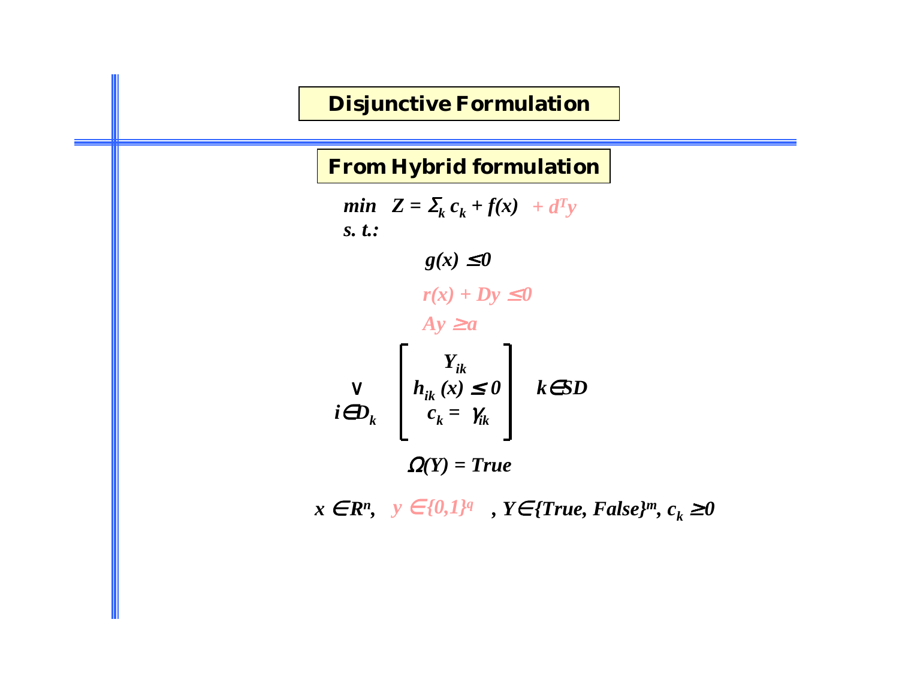# Disjunctive Formulation

## From Hybrid formulation

$$\min \quad Z = \sum_k c_k + f(x) \quad + d^T y$$

s. t.:

$$g(x) \leq 0$$

$$r(x) + Dy \leq 0$$

$$Ay \geq a$$

$$\bigvee_{i \in D_k} \begin{bmatrix} Y_{ik} \\ h_{ik}(x) \leq 0 \\ c_k = \gamma_{ik} \end{bmatrix} \quad k \in SD$$

$$\Omega(Y) = True$$

$$x \in R^n, \quad y \in \{0,1\}^q \quad , Y \in \{True, False\}^m, \; c_k \geq 0$$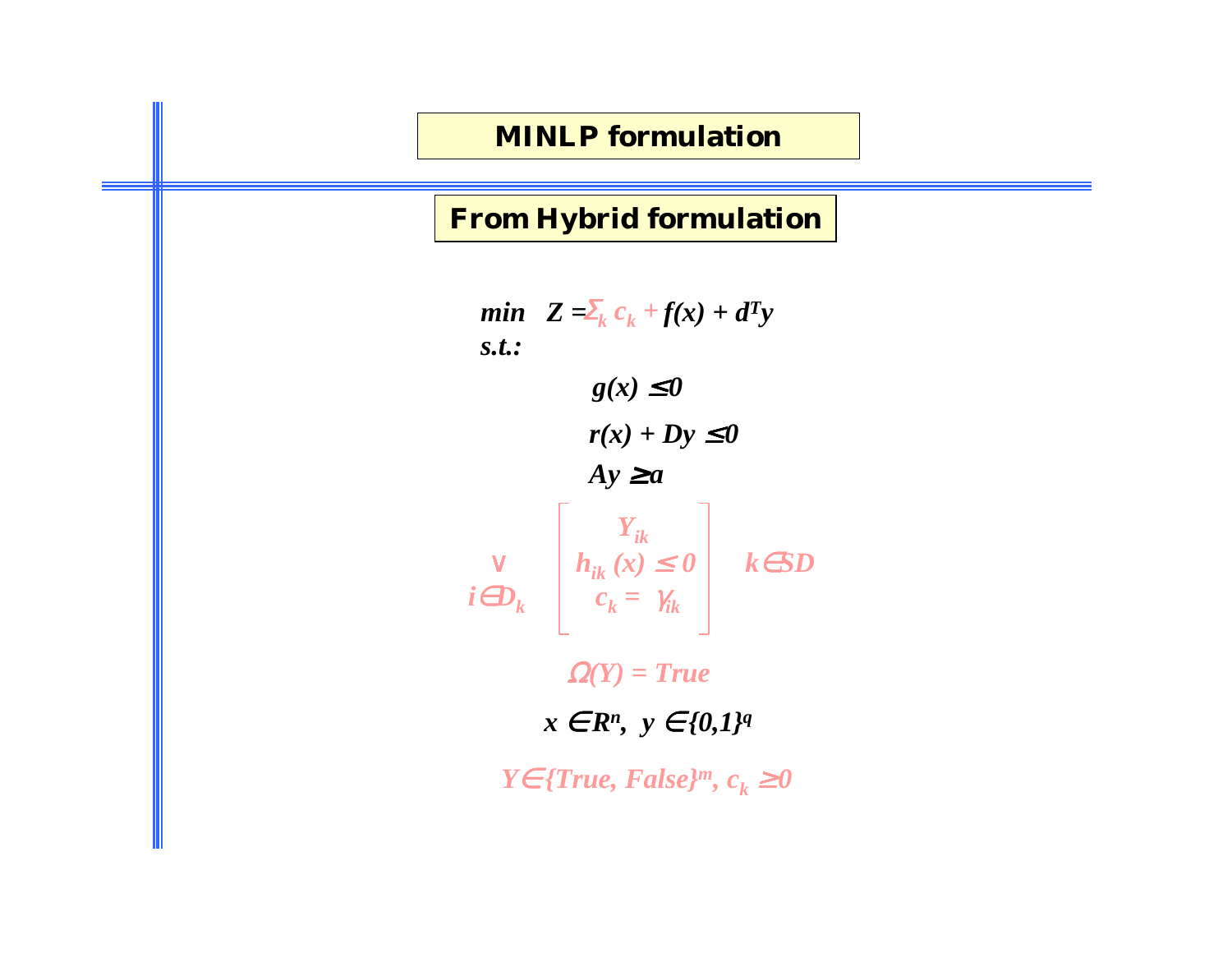# MINLP formulation

## From Hybrid formulation

$$\min \quad Z = \sum_k c_k + f(x) + d^T y$$

s.t.:

$$g(x) \leq 0$$

$$r(x) + Dy \leq 0$$

$$Ay \geq a$$

$$\bigvee_{i \in D_k} \begin{bmatrix} Y_{ik} \\ h_{ik}(x) \leq 0 \\ c_k = \gamma_{ik} \end{bmatrix} \quad k \in SD$$

$$\Omega(Y) = True$$

$$x \in R^n, \; y \in \{0,1\}^q$$

$$Y \in \{True, False\}^m, \; c_k \geq 0$$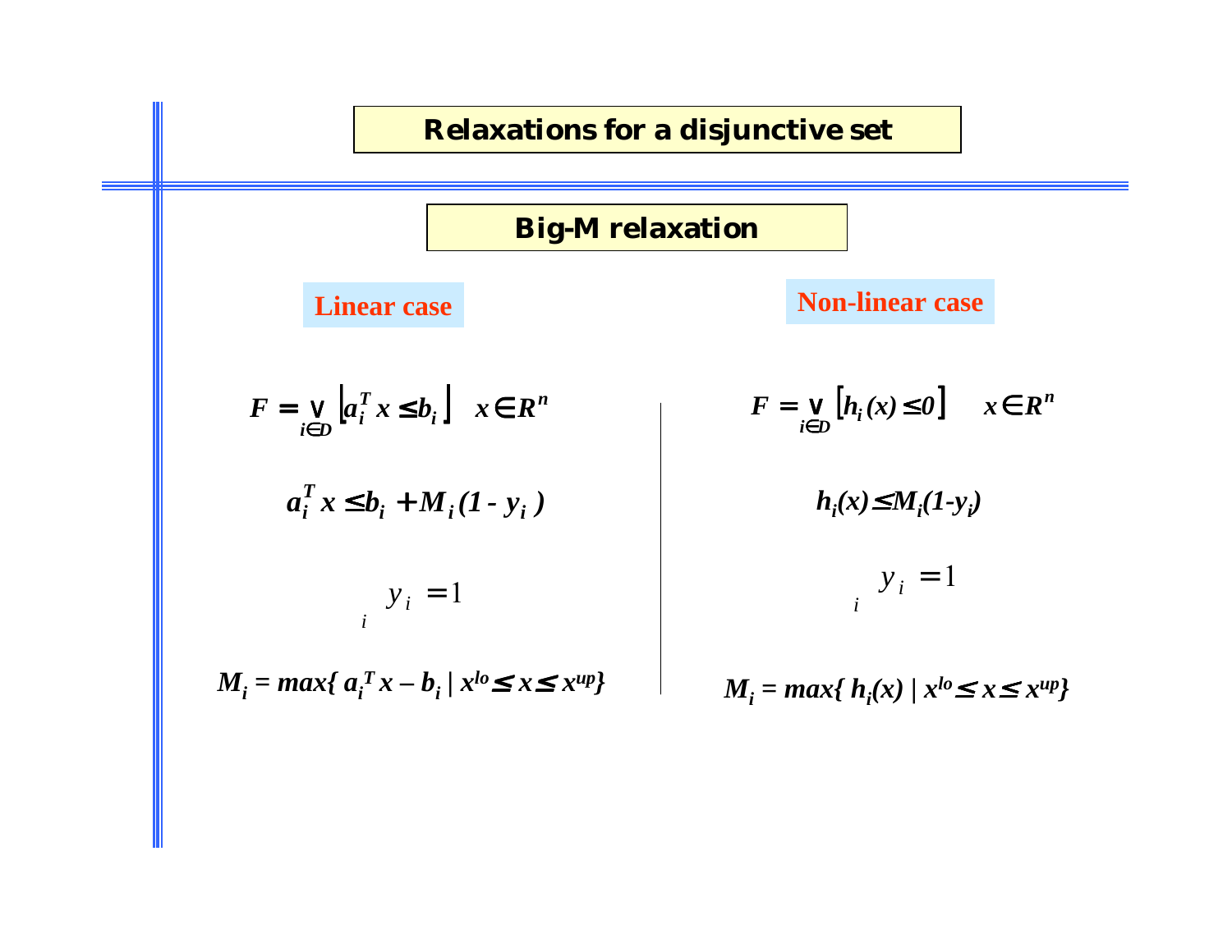# Relaxations for a disjunctive set

## Big-M relaxation

### Linear case

$$F = \bigvee_{i \in D} \left[ a_i^T x \le b_i \right] \quad x \in R^n$$

$$a_i^T x \le b_i + M_i (1 - y_i)$$

$$\sum_i y_i = 1$$

$$M_i = \max\{ a_i^T x - b_i \mid x^{lo} \le x \le x^{up} \}$$

### Non-linear case

$$F = \bigvee_{i \in D} \left[ h_i(x) \le 0 \right] \quad x \in R^n$$

$$h_i(x) \le M_i (1 - y_i)$$

$$\sum_i y_i = 1$$

$$M_i = \max\{ h_i(x) \mid x^{lo} \le x \le x^{up} \}$$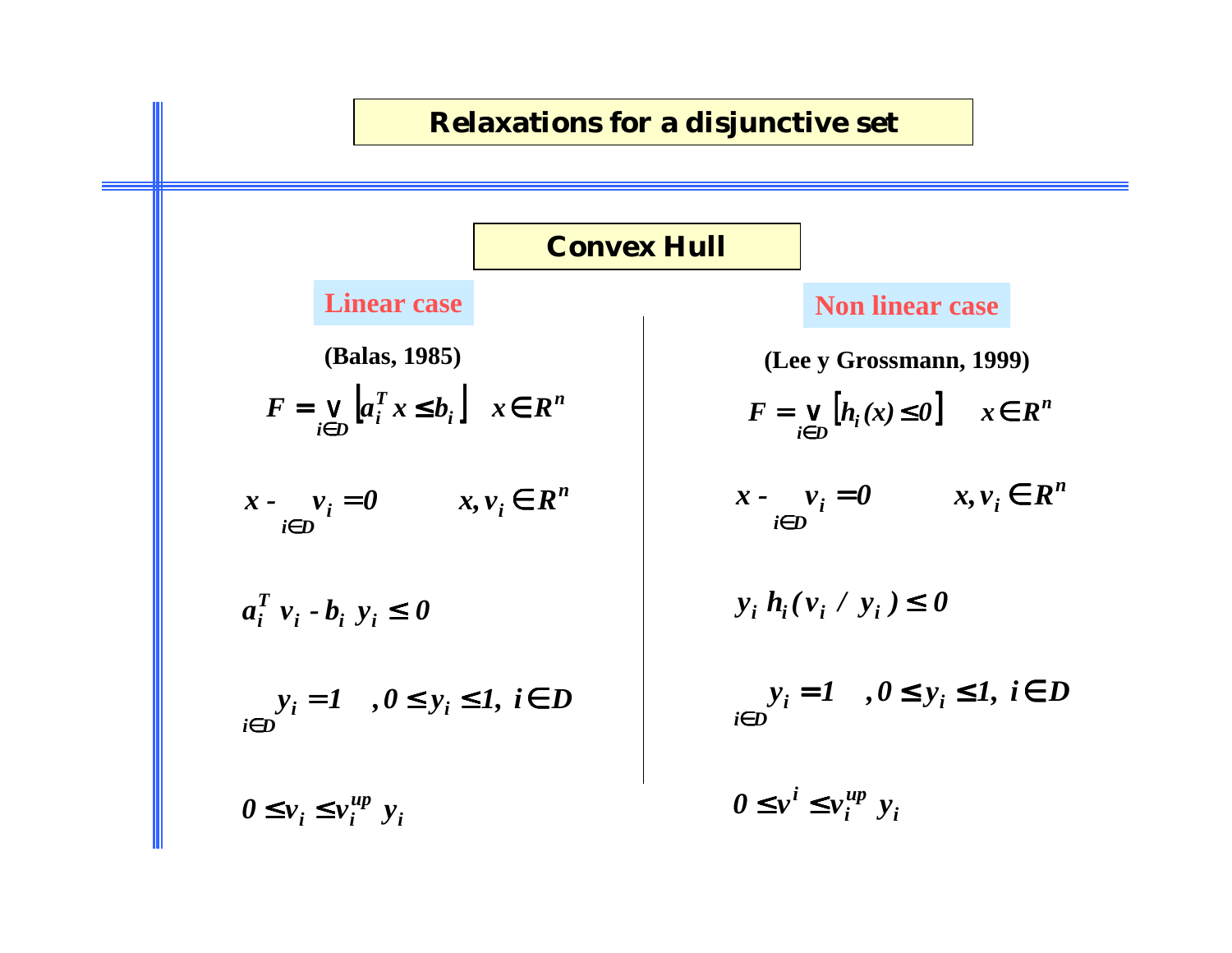# Relaxations for a disjunctive set

## Convex Hull

### Linear case

**(Balas, 1985)**

$$F = \bigvee_{i \in D} \left[ a_i^T x \le b_i \right] \quad x \in R^n$$

$$x - \sum_{i \in D} v_i = 0 \qquad x, v_i \in R^n$$

$$a_i^T \, v_i - b_i \, y_i \le 0$$

$$\sum_{i \in D} y_i = 1 \quad , 0 \le y_i \le 1, \; i \in D$$

$$0 \le v_i \le v_i^{up} \; y_i$$

### Non linear case

**(Lee y Grossmann, 1999)**

$$F = \bigvee_{i \in D} \left[ h_i(x) \le 0 \right] \quad x \in R^n$$

$$x - \sum_{i \in D} v_i = 0 \qquad x, v_i \in R^n$$

$$y_i \, h_i(v_i \, / \, y_i) \le 0$$

$$\sum_{i \in D} y_i = 1 \quad , 0 \le y_i \le 1, \; i \in D$$

$$0 \le v^i \le v_i^{up} \; y_i$$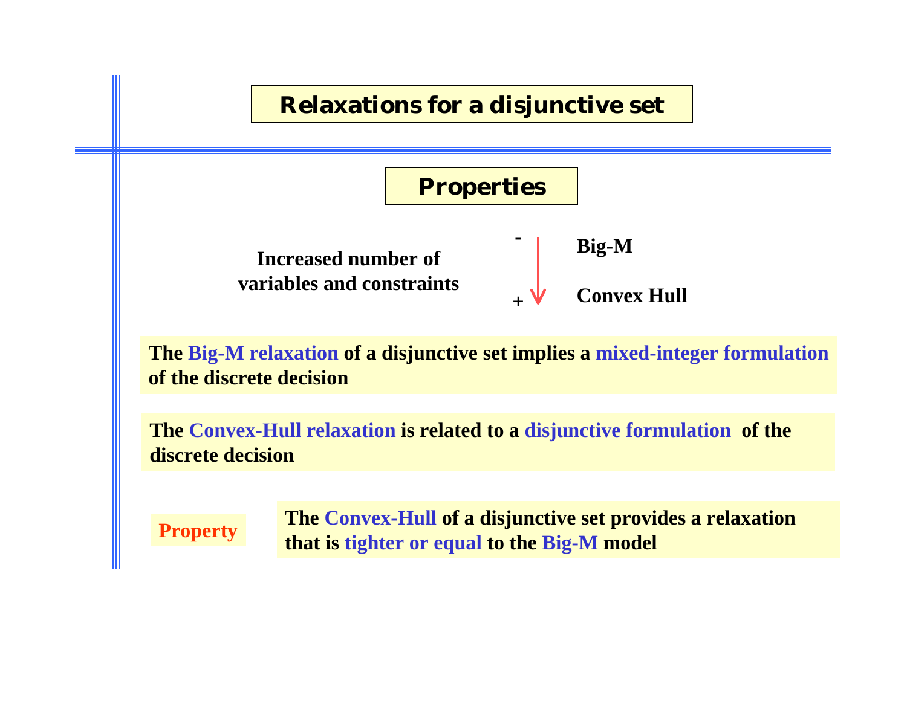# Relaxations for a disjunctive set

## Properties

Increased number of variables and constraints

- Big-M
- Convex Hull

(arrow from "-" at Big-M to "+" at Convex Hull)

**The Big-M relaxation of a disjunctive set implies a mixed-integer formulation of the discrete decision**

**The Convex-Hull relaxation is related to a disjunctive formulation of the discrete decision**

**Property**

**The Convex-Hull of a disjunctive set provides a relaxation that is tighter or equal to the Big-M model**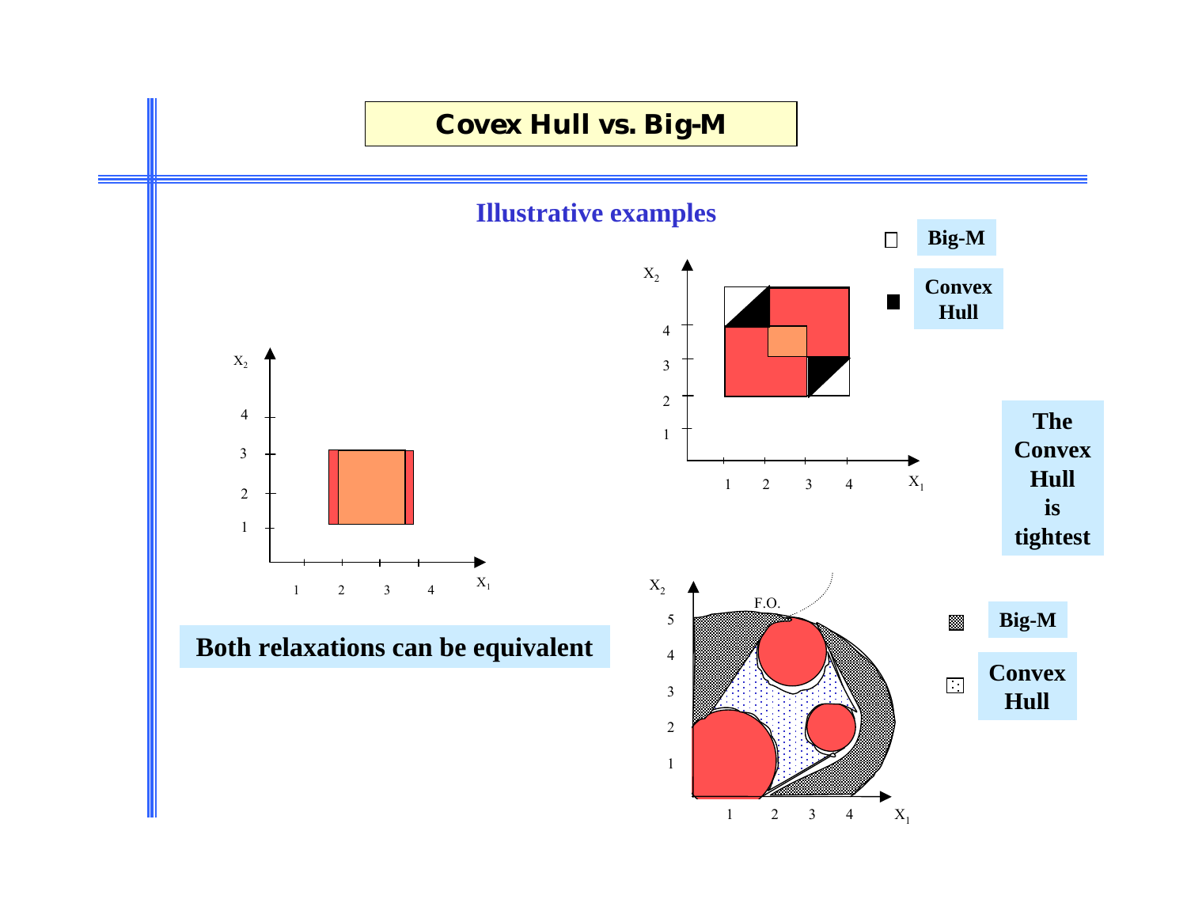# Covex Hull vs. Big-M

## Illustrative examples

Big-M

Convex Hull

The Convex Hull is tightest

Big-M

Convex Hull

**Both relaxations can be equivalent**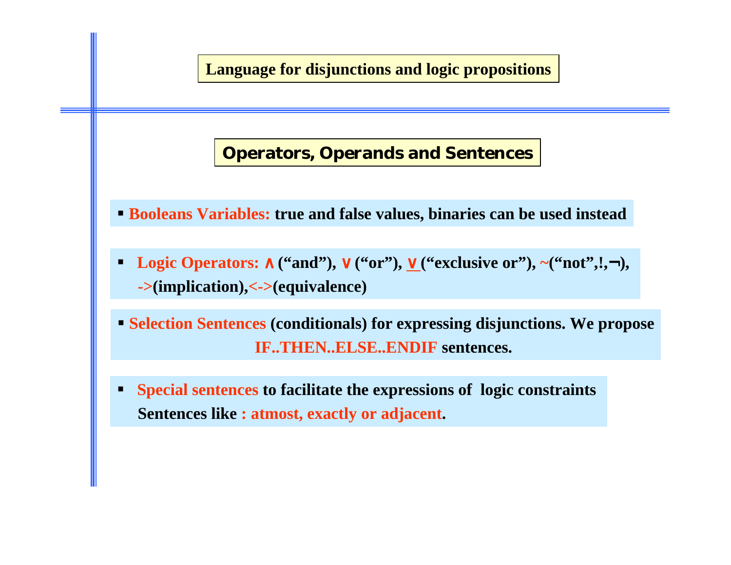# Language for disjunctions and logic propositions

## Operators, Operands and Sentences

- **Booleans Variables:** true and false values, binaries can be used instead

- **Logic Operators:** ∧ ("and"), ∨ ("or"), <u>∨</u> ("exclusive or"), ~("not",!,¬), ->(implication),<->(equivalence)

- **Selection Sentences** (conditionals) for expressing disjunctions. We propose **IF..THEN..ELSE..ENDIF** sentences.

- **Special sentences** to facilitate the expressions of logic constraints Sentences like **: atmost, exactly or adjacent**.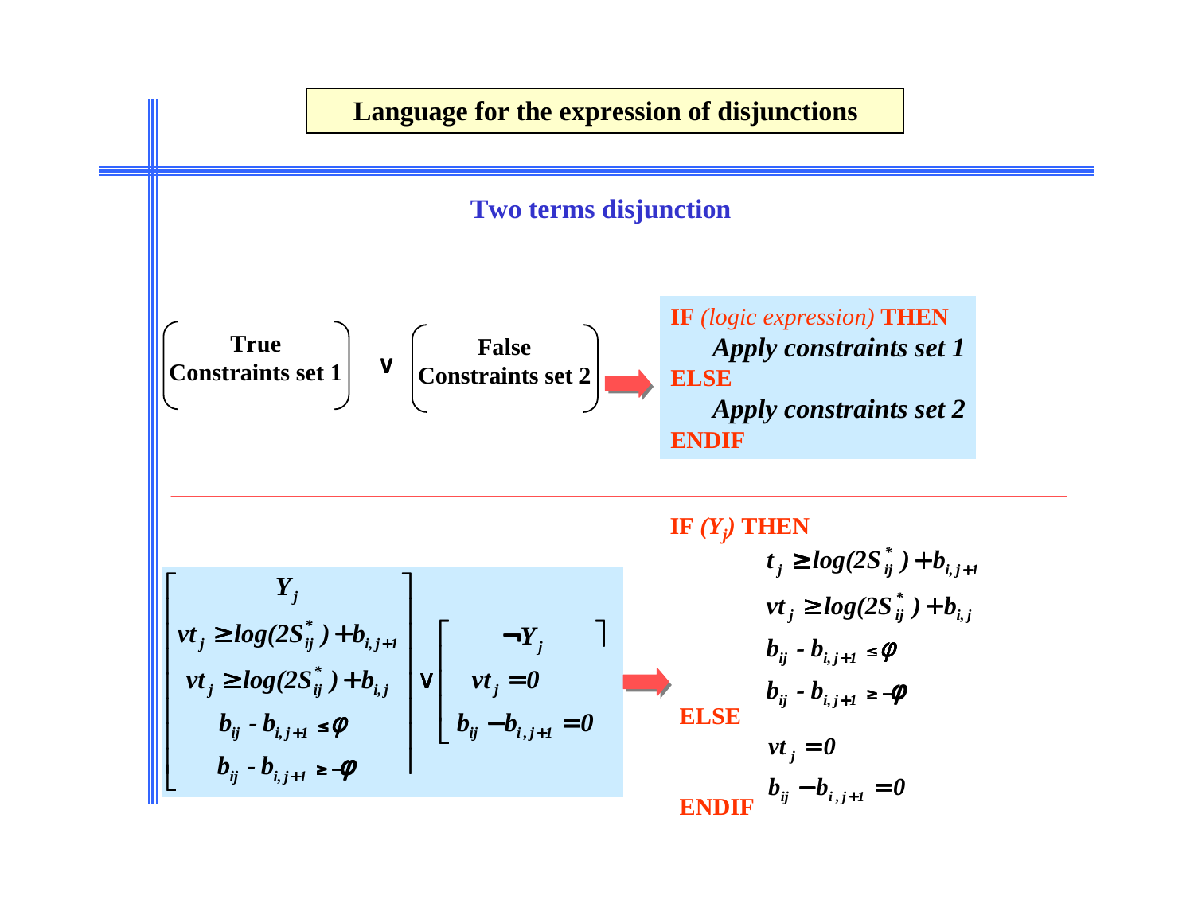# Language for the expression of disjunctions

## Two terms disjunction

$$\begin{bmatrix} \text{True} \\ \text{Constraints set 1} \end{bmatrix} \vee \begin{bmatrix} \text{False} \\ \text{Constraints set 2} \end{bmatrix} \Rightarrow$$

**IF** *(logic expression)* **THEN**
  ***Apply constraints set 1***
**ELSE**
  ***Apply constraints set 2***
**ENDIF**

---

$$\begin{bmatrix} Y_j \\ vt_j \geq log(2S^*_{ij}) + b_{i,j+1} \\ vt_j \geq log(2S^*_{ij}) + b_{i,j} \\ b_{ij} - b_{i,j+1} \leq \varphi \\ b_{ij} - b_{i,j+1} \geq -\varphi \end{bmatrix} \vee \begin{bmatrix} \neg Y_j \\ vt_j = 0 \\ b_{ij} - b_{i,j+1} = 0 \end{bmatrix} \Rightarrow$$

**IF** $(Y_j)$ **THEN**

$$t_j \geq log(2S^*_{ij}) + b_{i,j+1}$$

$$vt_j \geq log(2S^*_{ij}) + b_{i,j}$$

$$b_{ij} - b_{i,j+1} \leq \varphi$$

$$b_{ij} - b_{i,j+1} \geq -\varphi$$

**ELSE**

$$vt_j = 0$$

$$b_{ij} - b_{i,j+1} = 0$$

**ENDIF**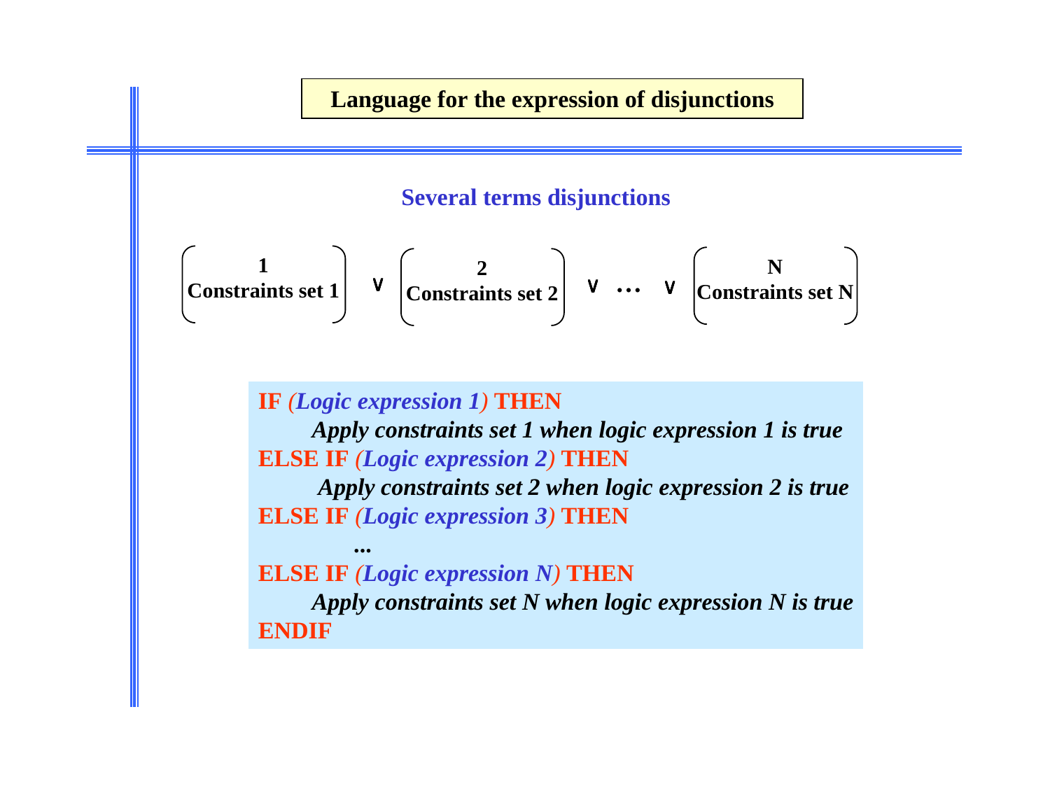# Language for the expression of disjunctions

## Several terms disjunctions

$$\begin{pmatrix} \textbf{1} \\ \textbf{Constraints set 1} \end{pmatrix} \vee \begin{pmatrix} \textbf{2} \\ \textbf{Constraints set 2} \end{pmatrix} \vee \cdots \vee \begin{pmatrix} \textbf{N} \\ \textbf{Constraints set N} \end{pmatrix}$$

```
IF (Logic expression 1) THEN
      Apply constraints set 1 when logic expression 1 is true
ELSE IF (Logic expression 2) THEN
      Apply constraints set 2 when logic expression 2 is true
ELSE IF (Logic expression 3) THEN
          ...
ELSE IF (Logic expression N) THEN
      Apply constraints set N when logic expression N is true
ENDIF
```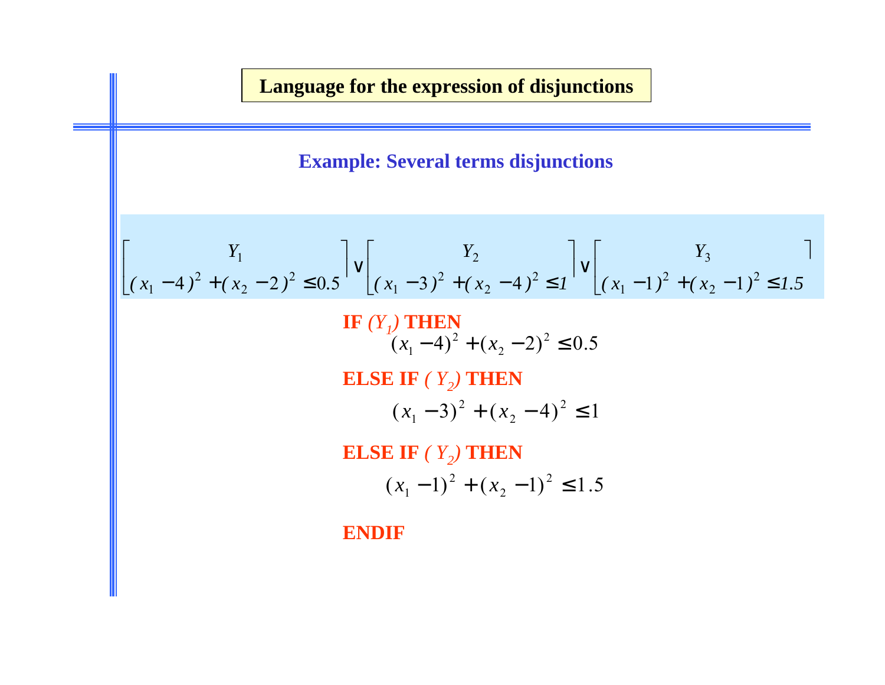## Language for the expression of disjunctions

### Example: Several terms disjunctions

$$\begin{bmatrix} Y_1 \\ (x_1 - 4)^2 + (x_2 - 2)^2 \leq 0.5 \end{bmatrix} \vee \begin{bmatrix} Y_2 \\ (x_1 - 3)^2 + (x_2 - 4)^2 \leq 1 \end{bmatrix} \vee \begin{bmatrix} Y_3 \\ (x_1 - 1)^2 + (x_2 - 1)^2 \leq 1.5 \end{bmatrix}$$

**IF** *($Y_1$)* **THEN**

$$(x_1 - 4)^2 + (x_2 - 2)^2 \leq 0.5$$

**ELSE IF** *( $Y_2$)* **THEN**

$$(x_1 - 3)^2 + (x_2 - 4)^2 \leq 1$$

**ELSE IF** *( $Y_2$)* **THEN**

$$(x_1 - 1)^2 + (x_2 - 1)^2 \leq 1.5$$

**ENDIF**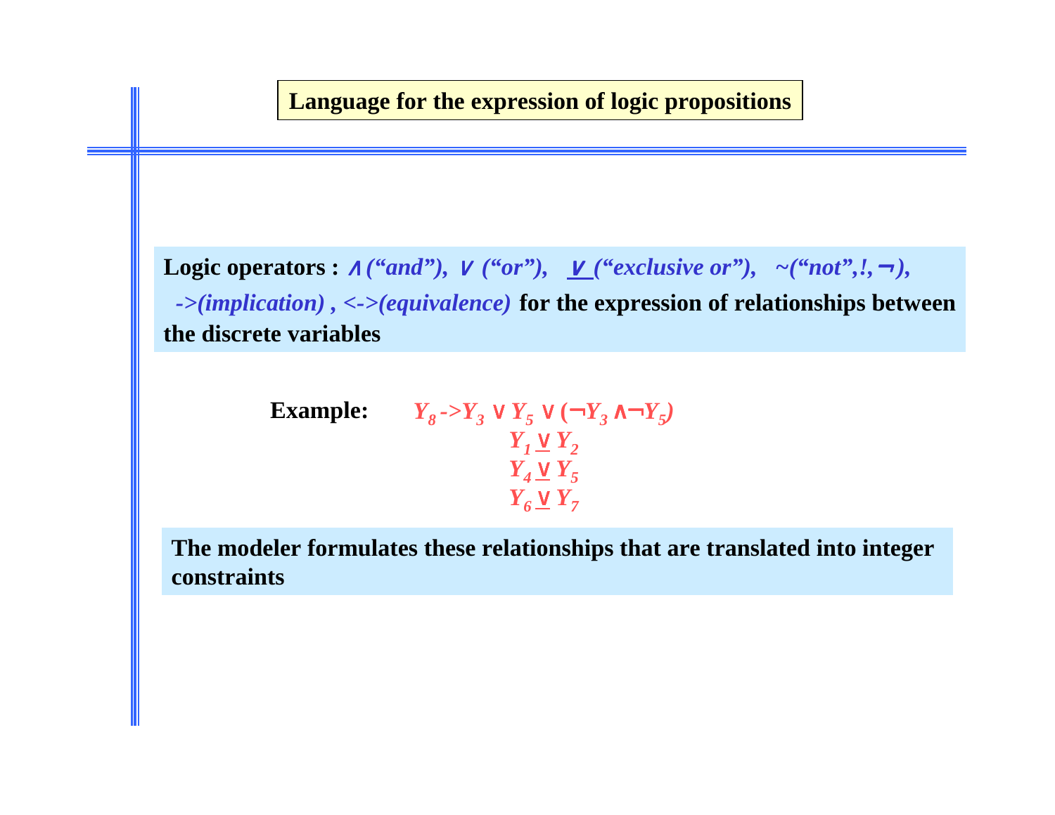# Language for the expression of logic propositions

**Logic operators :** *∧ ("and"), ∨ ("or"), $\underline{\vee}$ ("exclusive or"), ~("not",!, ¬),* *->(implication) , <->(equivalence)* **for the expression of relationships between the discrete variables**

**Example:**

$$Y_8 \rightarrow Y_3 \vee Y_5 \vee (\neg Y_3 \wedge \neg Y_5)$$

$$Y_1 \underline{\vee} Y_2$$

$$Y_4 \underline{\vee} Y_5$$

$$Y_6 \underline{\vee} Y_7$$

**The modeler formulates these relationships that are translated into integer constraints**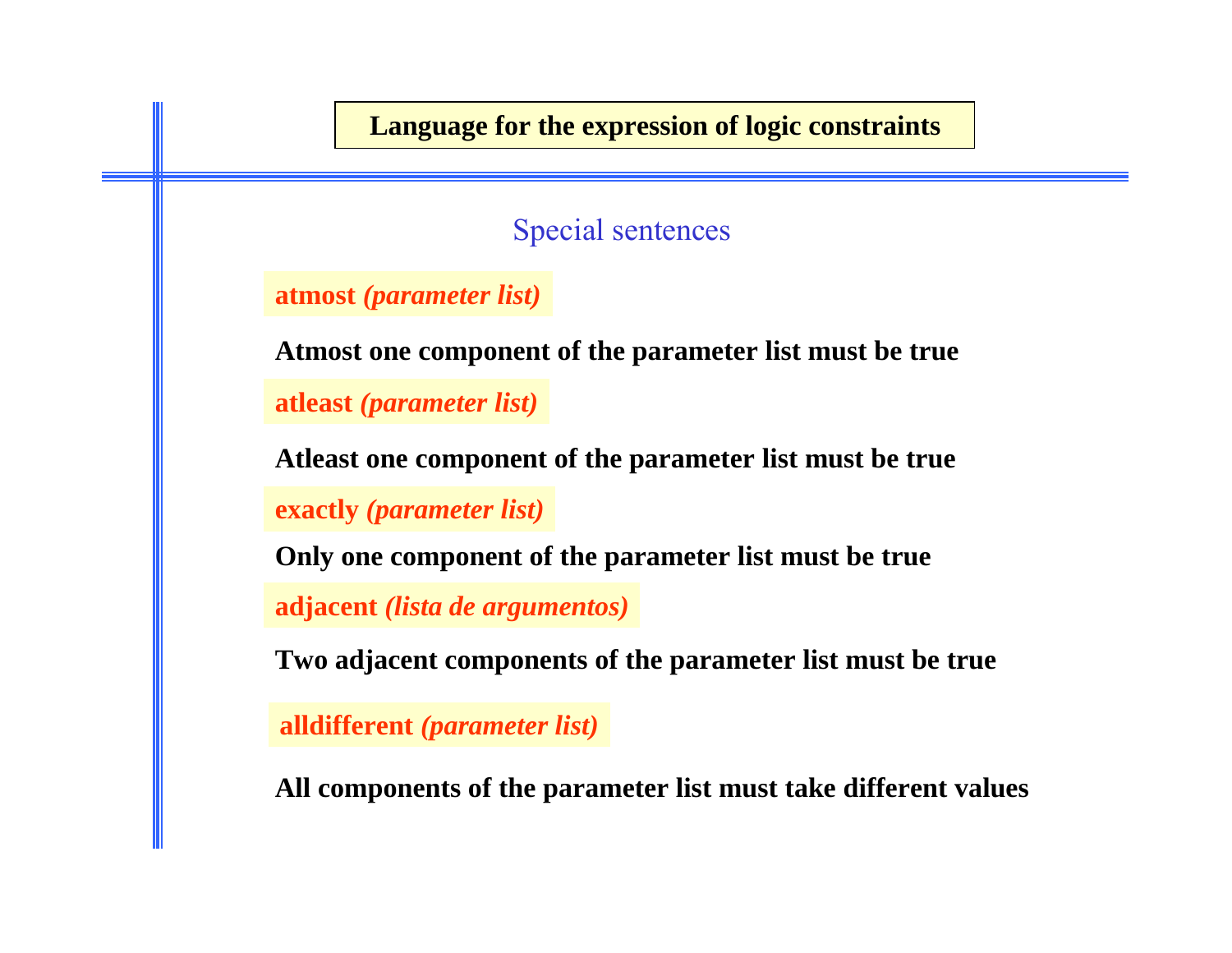# Language for the expression of logic constraints

## Special sentences

**atmost *(parameter list)***

**Atmost one component of the parameter list must be true**

**atleast *(parameter list)***

**Atleast one component of the parameter list must be true**

**exactly *(parameter list)***

**Only one component of the parameter list must be true**

**adjacent *(lista de argumentos)***

**Two adjacent components of the parameter list must be true**

**alldifferent *(parameter list)***

**All components of the parameter list must take different values**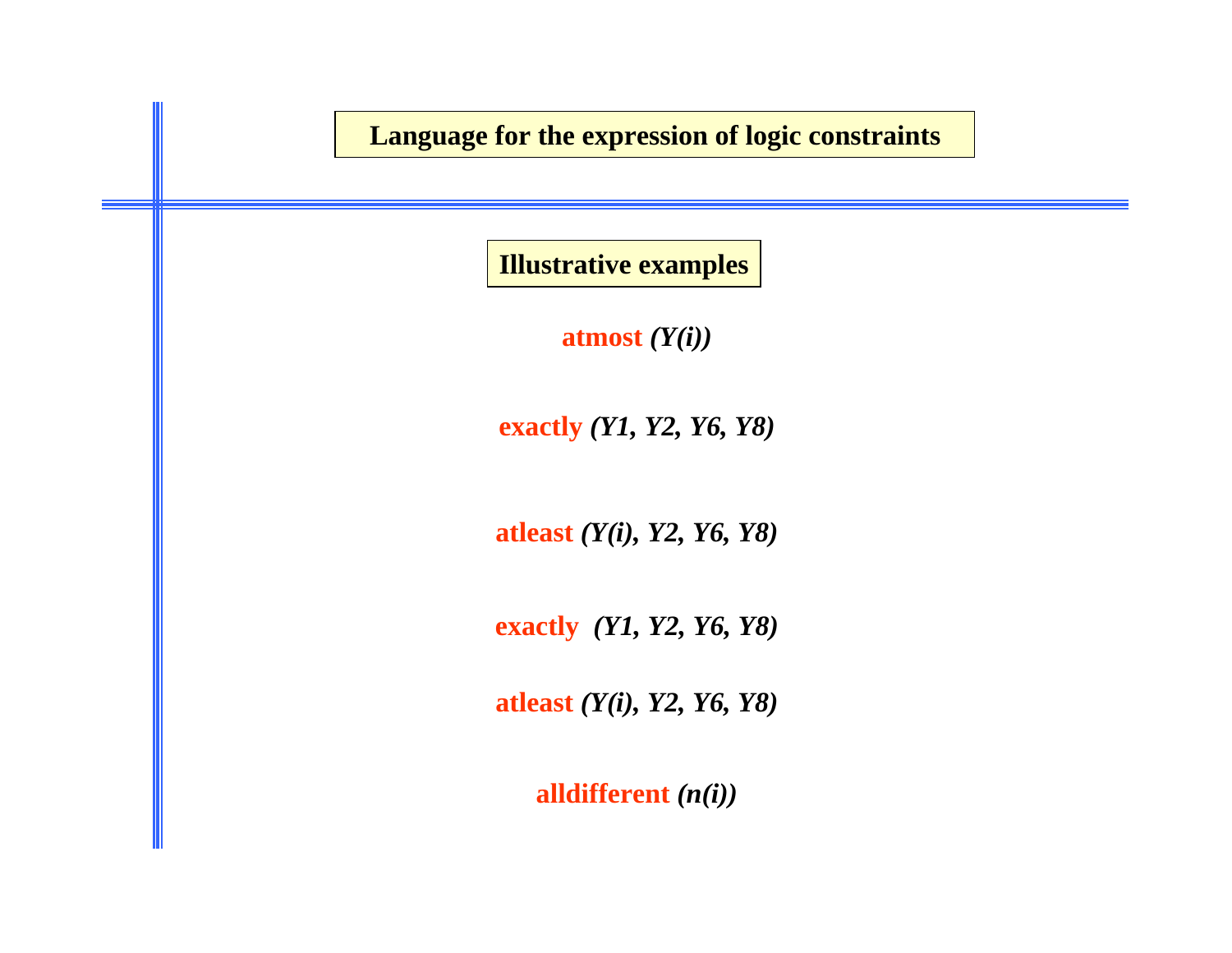## Language for the expression of logic constraints

### Illustrative examples

**atmost** ***(Y(i))***

**exactly** ***(Y1, Y2, Y6, Y8)***

**atleast** ***(Y(i), Y2, Y6, Y8)***

**exactly** ***(Y1, Y2, Y6, Y8)***

**atleast** ***(Y(i), Y2, Y6, Y8)***

**alldifferent** ***(n(i))***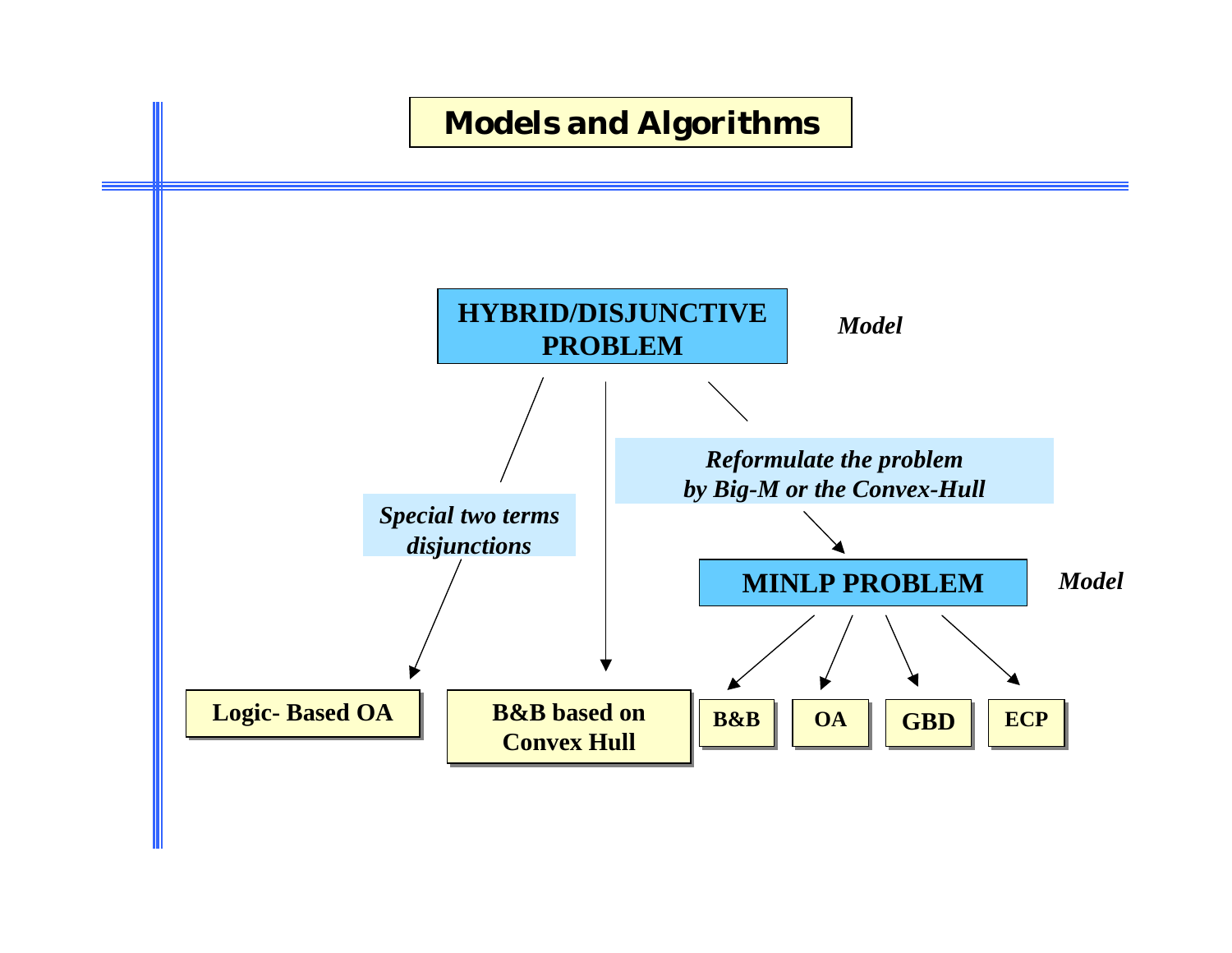# Models and Algorithms

**HYBRID/DISJUNCTIVE PROBLEM** — *Model*

- *Special two terms disjunctions* → **Logic- Based OA**
- → **B&B based on Convex Hull**
- *Reformulate the problem by Big-M or the Convex-Hull* → **MINLP PROBLEM** — *Model*
  - **B&B**
  - **OA**
  - **GBD**
  - **ECP**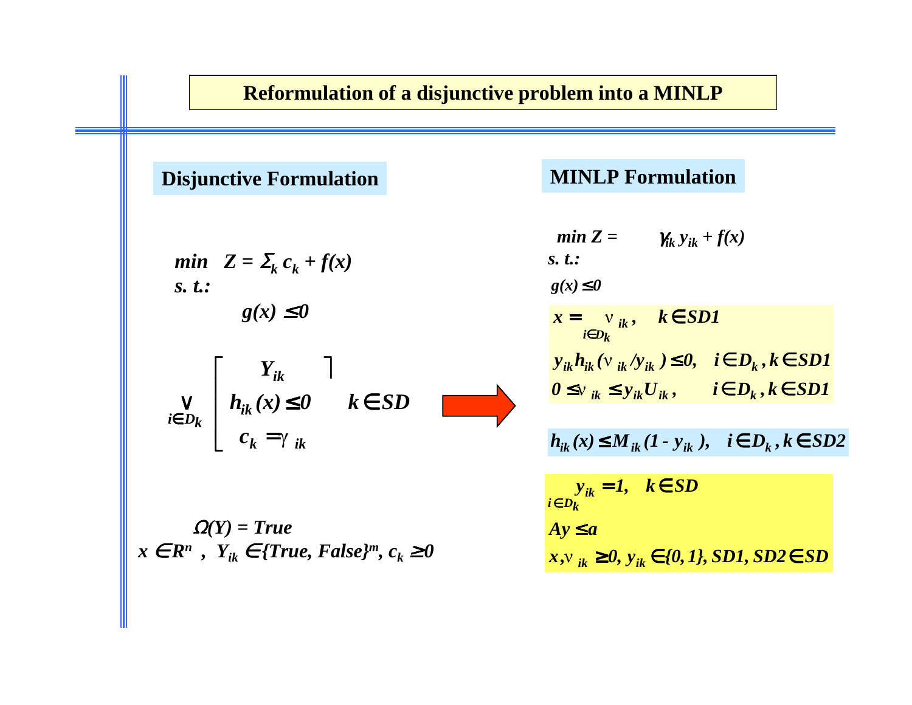# Reformulation of a disjunctive problem into a MINLP

## Disjunctive Formulation

$$\min \quad Z = \sum_k c_k + f(x)$$

s. t.:

$$g(x) \leq 0$$

$$\bigvee_{i \in D_k} \begin{bmatrix} Y_{ik} \\ h_{ik}(x) \leq 0 \\ c_k = \gamma_{ik} \end{bmatrix} \quad k \in SD$$

$$\Omega(Y) = True$$

$$x \in R^n, \; Y_{ik} \in \{True, False\}^m, \; c_k \geq 0$$

## MINLP Formulation

$$\min Z = \sum \gamma_{ik} y_{ik} + f(x)$$

s. t.:

$$g(x) \leq 0$$

$$x = \sum_{i \in D_k} \nu_{ik}, \quad k \in SD1$$

$$y_{ik} h_{ik}(\nu_{ik}/y_{ik}) \leq 0, \quad i \in D_k, k \in SD1$$

$$0 \leq \nu_{ik} \leq y_{ik} U_{ik}, \quad i \in D_k, k \in SD1$$

$$h_{ik}(x) \leq M_{ik}(1 - y_{ik}), \quad i \in D_k, k \in SD2$$

$$\sum_{i \in D_k} y_{ik} = 1, \quad k \in SD$$

$$Ay \leq a$$

$$x, \nu_{ik} \geq 0, \; y_{ik} \in \{0, 1\}, \; SD1, SD2 \in SD$$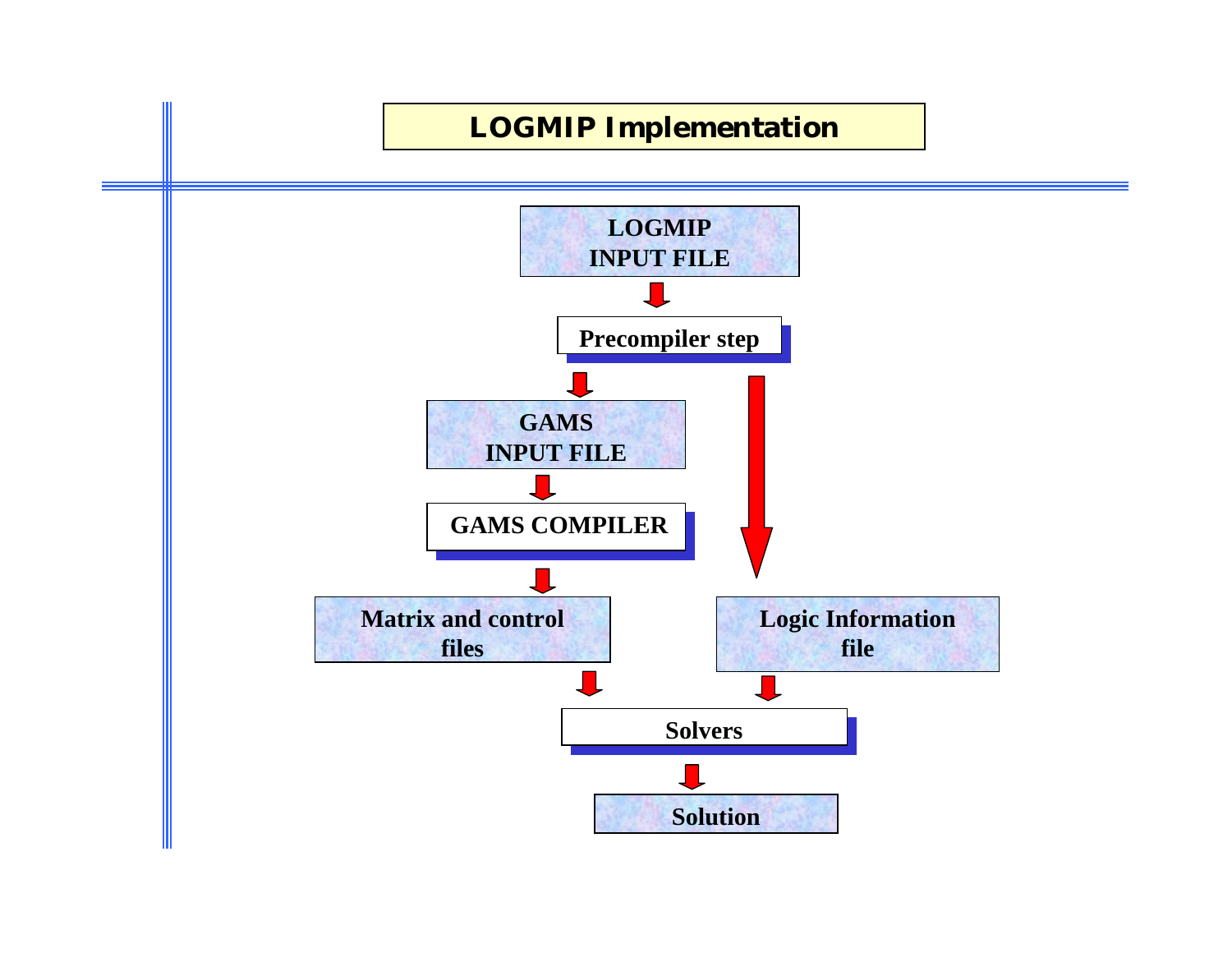# LOGMIP Implementation

**LOGMIP INPUT FILE**

↓

**Precompiler step**

↓ ↓

**GAMS INPUT FILE**

↓

**GAMS COMPILER**

↓

**Matrix and control files** — **Logic Information file**

↓ ↓

**Solvers**

↓

**Solution**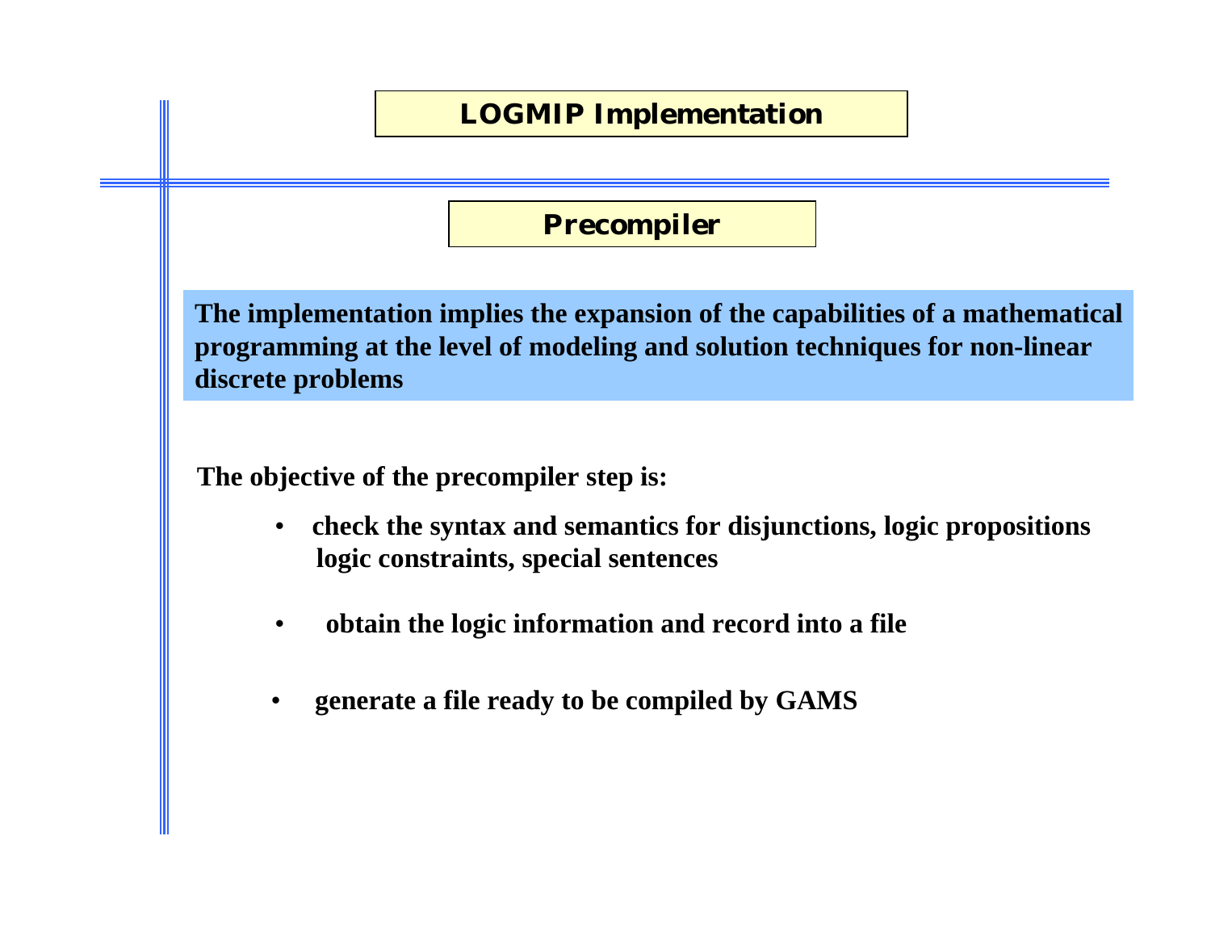# LOGMIP Implementation

## Precompiler

**The implementation implies the expansion of the capabilities of a mathematical programming at the level of modeling and solution techniques for non-linear discrete problems**

**The objective of the precompiler step is:**

- **check the syntax and semantics for disjunctions, logic propositions logic constraints, special sentences**
- **obtain the logic information and record into a file**
- **generate a file ready to be compiled by GAMS**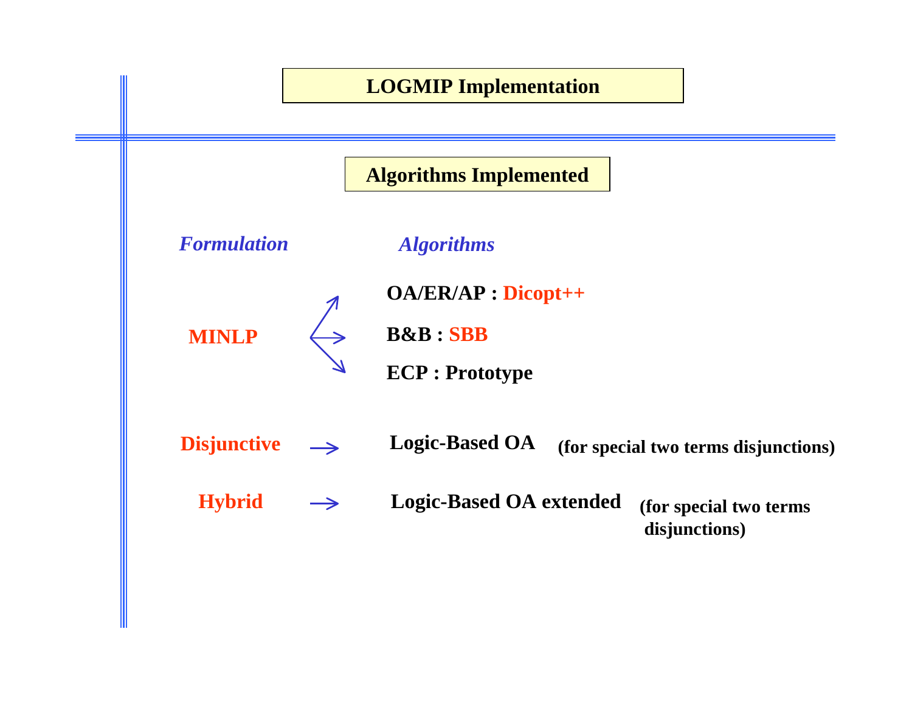# LOGMIP Implementation

## Algorithms Implemented

| *Formulation* | *Algorithms* |
|---|---|
| MINLP | OA/ER/AP : Dicopt++ |
| | B&B : SBB |
| | ECP : Prototype |
| Disjunctive | Logic-Based OA (for special two terms disjunctions) |
| Hybrid | Logic-Based OA extended (for special two terms disjunctions) |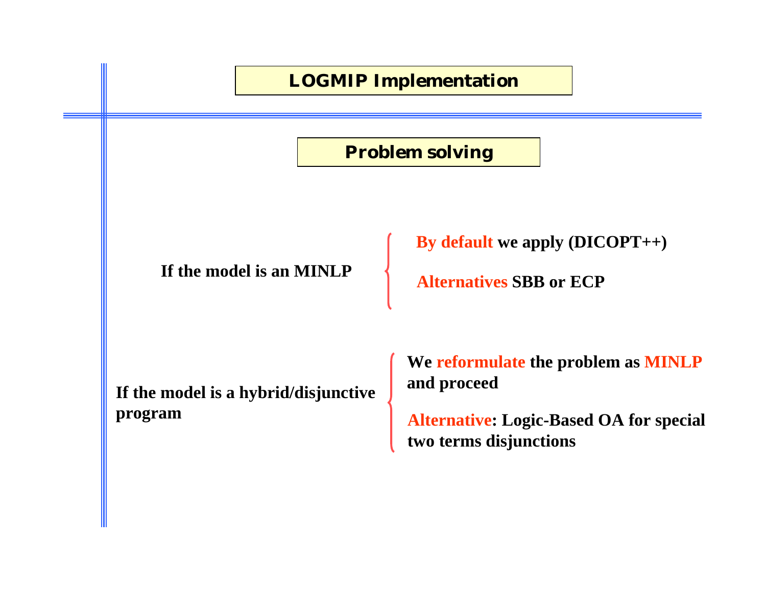# LOGMIP Implementation

## Problem solving

**If the model is an MINLP**

- **By default we apply (DICOPT++)**
- **Alternatives SBB or ECP**

**If the model is a hybrid/disjunctive program**

- **We reformulate the problem as MINLP and proceed**
- **Alternative: Logic-Based OA for special two terms disjunctions**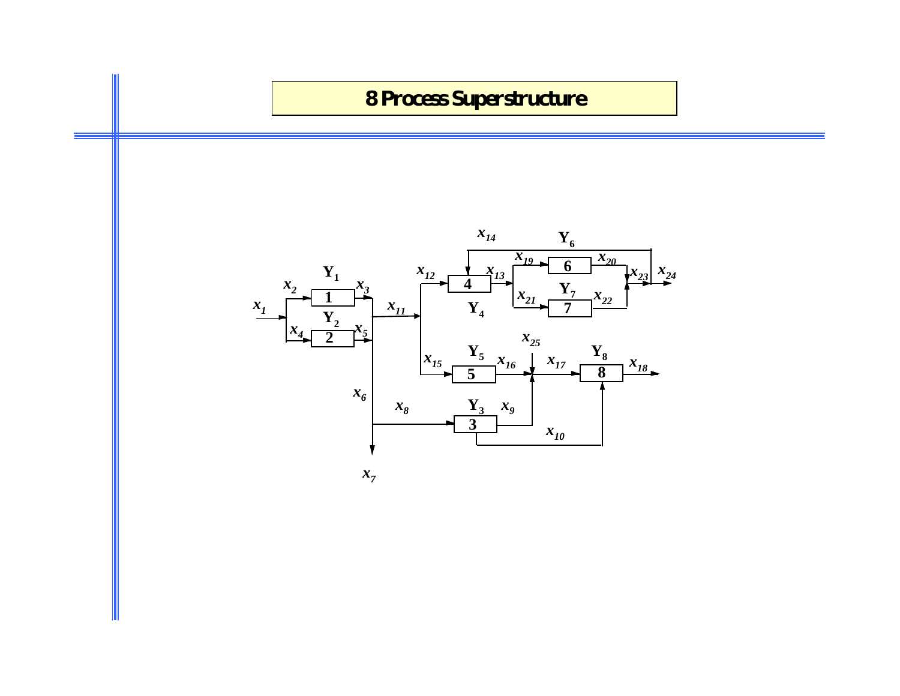# 8 Process Superstructure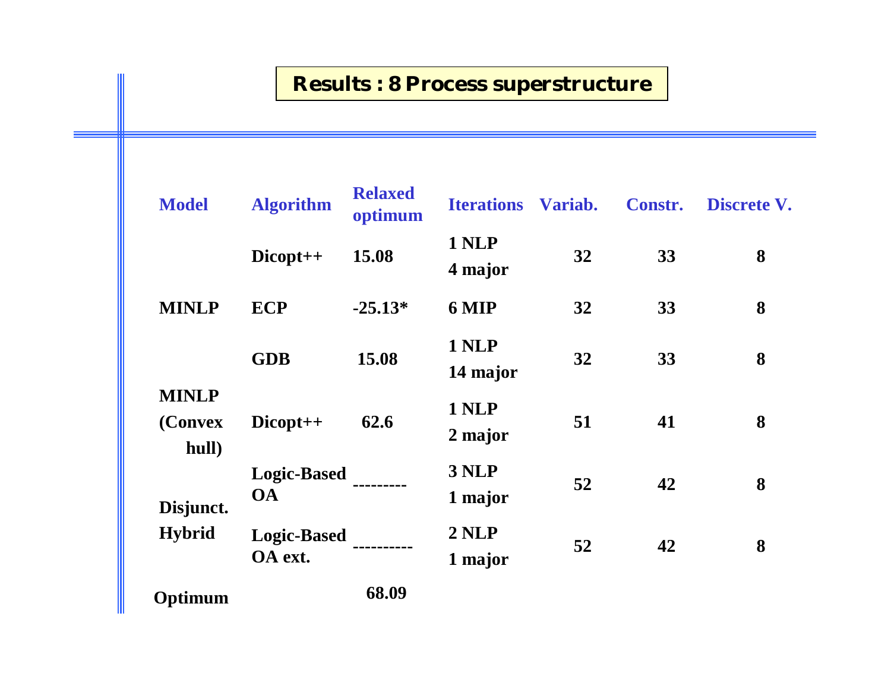# Results : 8 Process superstructure

| Model | Algorithm | Relaxed optimum | Iterations | Variab. | Constr. | Discrete V. |
|---|---|---|---|---|---|---|
| MINLP | Dicopt++ | 15.08 | 1 NLP<br>4 major | 32 | 33 | 8 |
| | ECP | -25.13* | 6 MIP | 32 | 33 | 8 |
| | GDB | 15.08 | 1 NLP<br>14 major | 32 | 33 | 8 |
| MINLP (Convex hull) | Dicopt++ | 62.6 | 1 NLP<br>2 major | 51 | 41 | 8 |
| Disjunct. Hybrid | Logic-Based OA | --------- | 3 NLP<br>1 major | 52 | 42 | 8 |
| | Logic-Based OA ext. | ---------- | 2 NLP<br>1 major | 52 | 42 | 8 |
| Optimum | | 68.09 | | | | |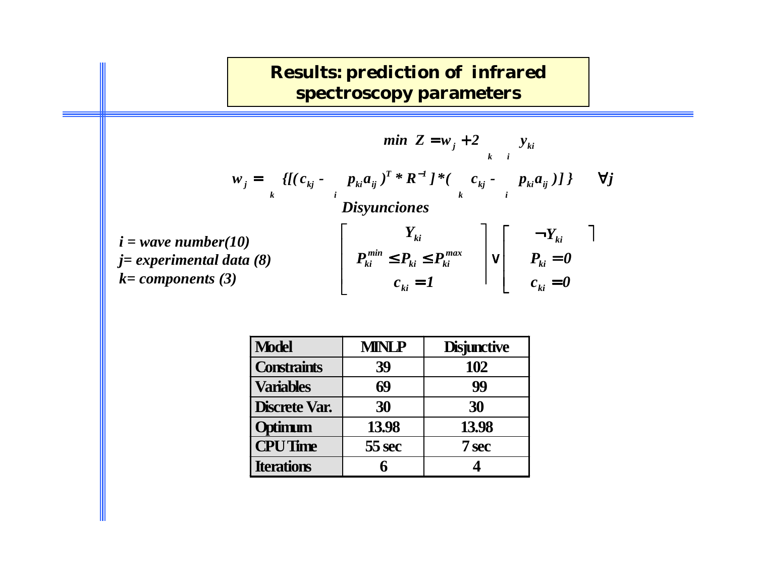# Results: prediction of infrared spectroscopy parameters

$$\min \; Z = w_j + 2 \sum_k \sum_i y_{ki}$$

$$w_j = \sum_k \{[(c_{kj} - \sum_i p_{ki} a_{ij})^T * R^{-1}] * (\sum_k c_{kj} - \sum_i p_{ki} a_{ij})]\} \quad \forall j$$

*Disyunciones*

*i = wave number(10)*
*j= experimental data (8)*
*k= components (3)*

$$\begin{bmatrix} Y_{ki} \\ P_{ki}^{min} \le P_{ki} \le P_{ki}^{max} \\ c_{ki} = 1 \end{bmatrix} \vee \begin{bmatrix} \neg Y_{ki} \\ P_{ki} = 0 \\ c_{ki} = 0 \end{bmatrix}$$

| Model | MINLP | Disjunctive |
|---|---|---|
| Constraints | 39 | 102 |
| Variables | 69 | 99 |
| Discrete Var. | 30 | 30 |
| Optimum | 13.98 | 13.98 |
| CPU Time | 55 sec | 7 sec |
| Iterations | 6 | 4 |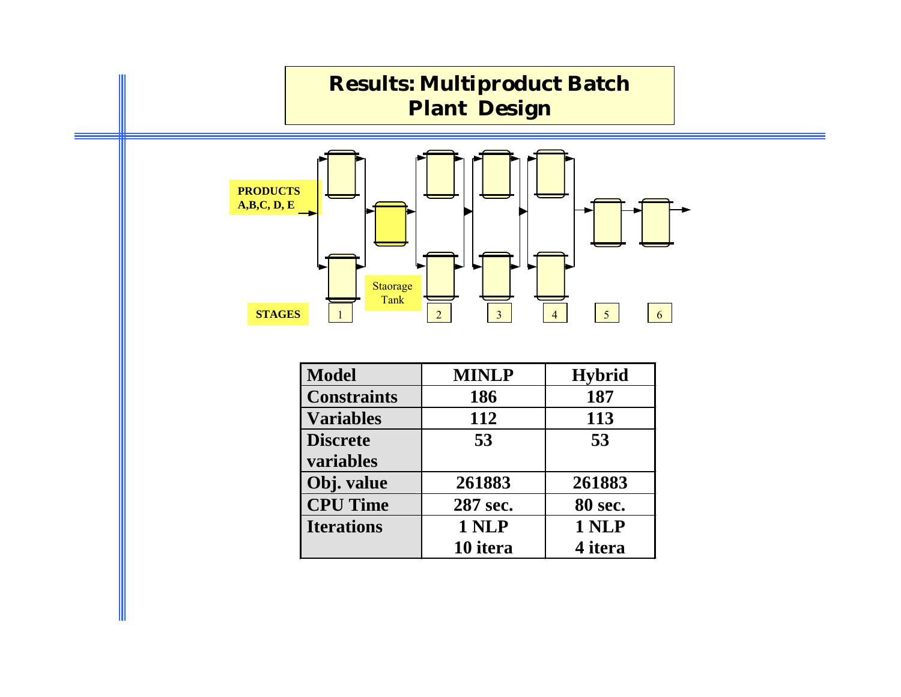# Results: Multiproduct Batch Plant Design

PRODUCTS A,B,C, D, E

Staorage Tank

STAGES 1 2 3 4 5 6

| Model | MINLP | Hybrid |
|---|---|---|
| Constraints | 186 | 187 |
| Variables | 112 | 113 |
| Discrete variables | 53 | 53 |
| Obj. value | 261883 | 261883 |
| CPU Time | 287 sec. | 80 sec. |
| Iterations | 1 NLP 10 itera | 1 NLP 4 itera |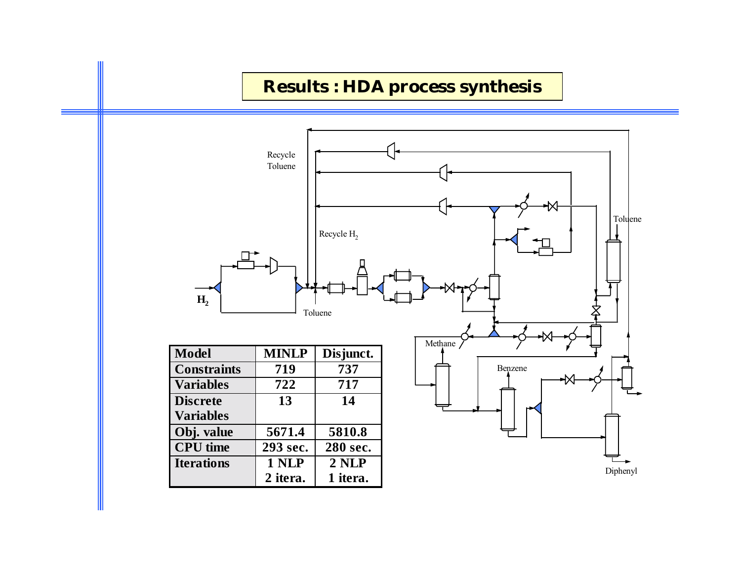# Results : HDA process synthesis

| Model | MINLP | Disjunct. |
|---|---|---|
| Constraints | 719 | 737 |
| Variables | 722 | 717 |
| Discrete Variables | 13 | 14 |
| Obj. value | 5671.4 | 5810.8 |
| CPU time | 293 sec. | 280 sec. |
| Iterations | 1 NLP 2 itera. | 2 NLP 1 itera. |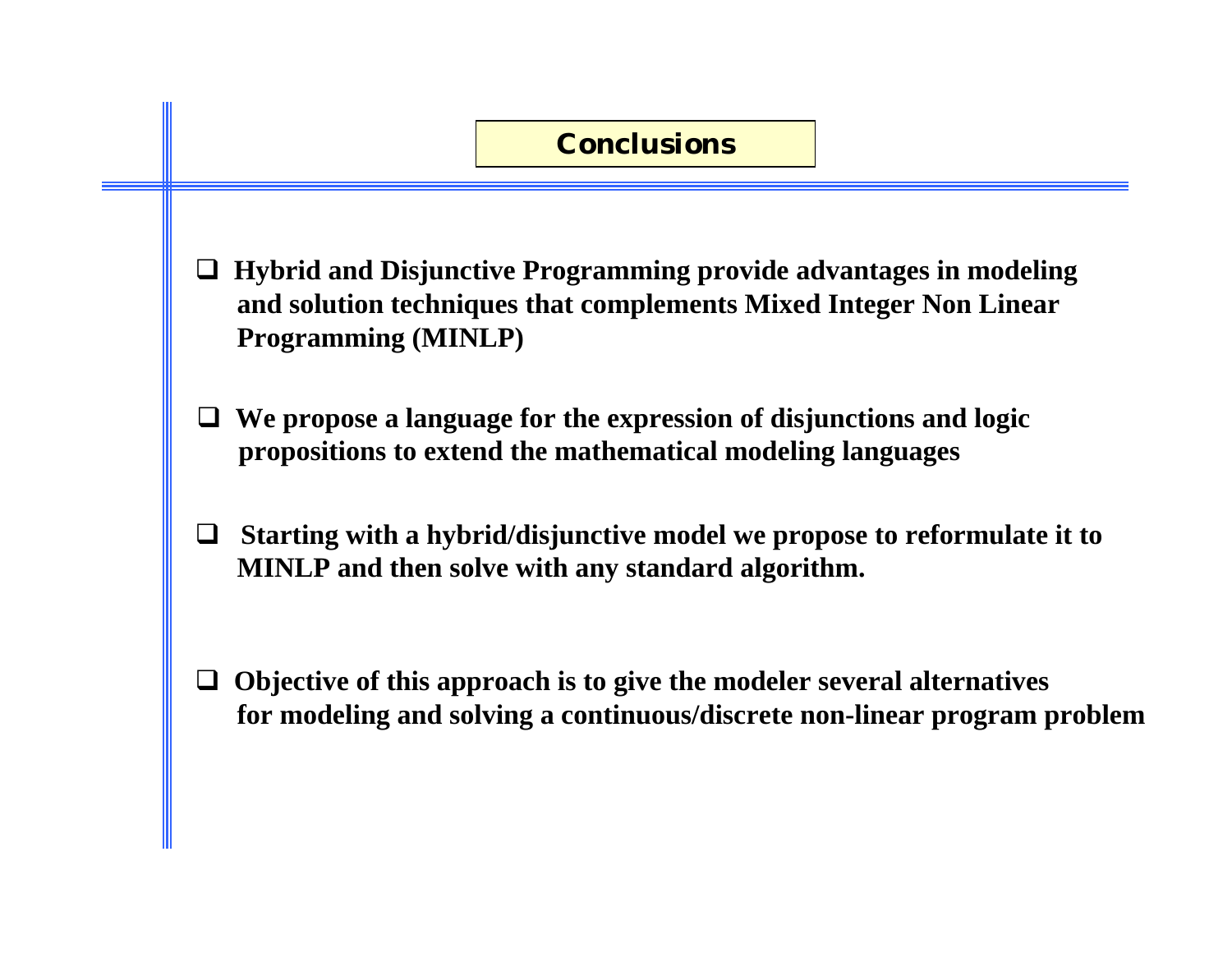# Conclusions

- **Hybrid and Disjunctive Programming provide advantages in modeling and solution techniques that complements Mixed Integer Non Linear Programming (MINLP)**

- **We propose a language for the expression of disjunctions and logic propositions to extend the mathematical modeling languages**

- **Starting with a hybrid/disjunctive model we propose to reformulate it to MINLP and then solve with any standard algorithm.**

- **Objective of this approach is to give the modeler several alternatives for modeling and solving a continuous/discrete non-linear program problem**